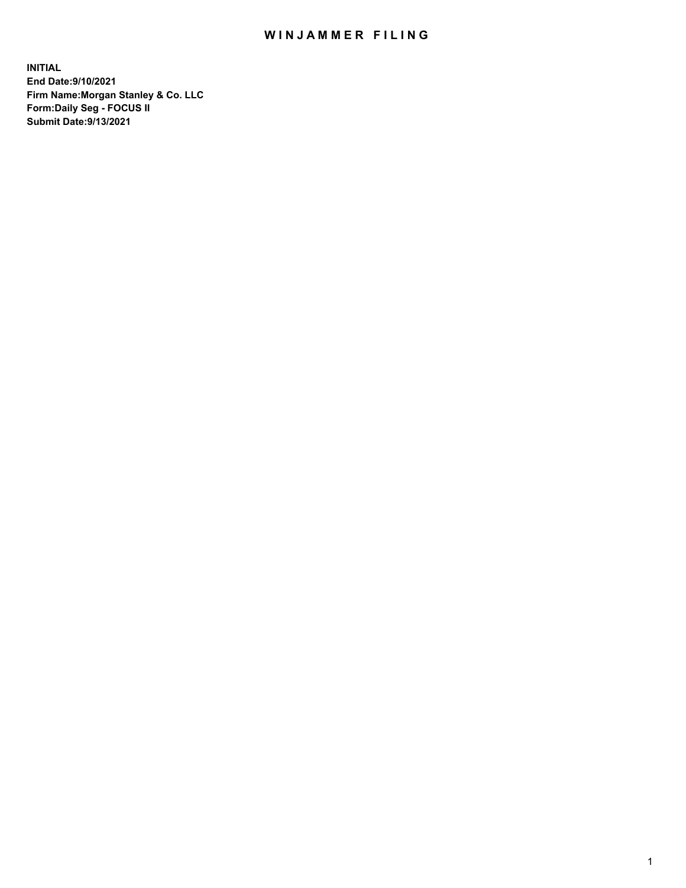# WINJAMMER FILING

**INITIAL**
**End Date:9/10/2021**
**Firm Name:Morgan Stanley & Co. LLC**
**Form:Daily Seg - FOCUS II**
**Submit Date:9/13/2021**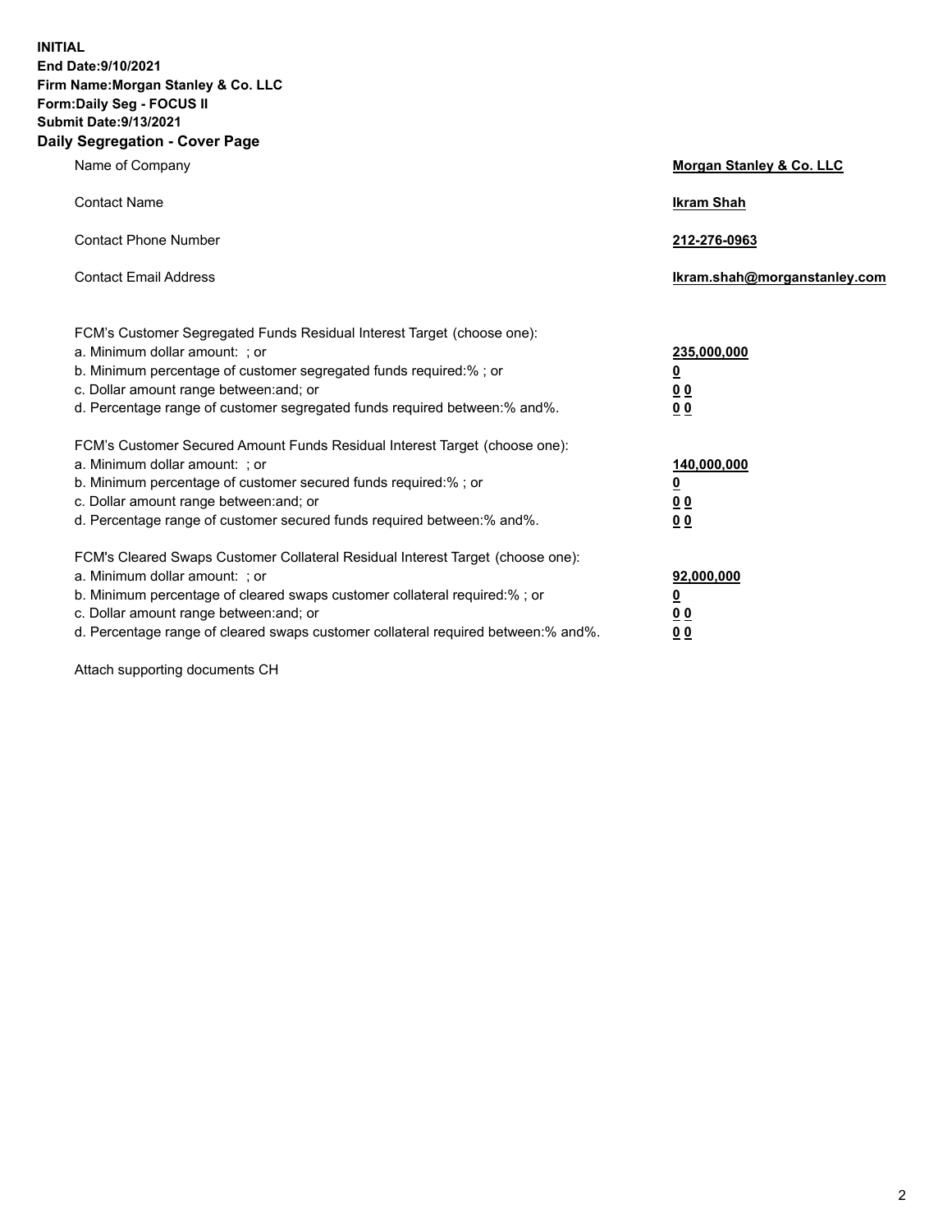**INITIAL**
**End Date:9/10/2021**
**Firm Name:Morgan Stanley & Co. LLC**
**Form:Daily Seg - FOCUS II**
**Submit Date:9/13/2021**

## Daily Segregation - Cover Page

| | |
|---|---|
| Name of Company | **Morgan Stanley & Co. LLC** |
| Contact Name | **Ikram Shah** |
| Contact Phone Number | **212-276-0963** |
| Contact Email Address | **Ikram.shah@morganstanley.com** |

| | |
|---|---|
| FCM's Customer Segregated Funds Residual Interest Target (choose one): | |
| a. Minimum dollar amount: ; or | **235,000,000** |
| b. Minimum percentage of customer segregated funds required:% ; or | **0** |
| c. Dollar amount range between:and; or | **0 0** |
| d. Percentage range of customer segregated funds required between:% and%. | **0 0** |
| FCM's Customer Secured Amount Funds Residual Interest Target (choose one): | |
| a. Minimum dollar amount: ; or | **140,000,000** |
| b. Minimum percentage of customer secured funds required:% ; or | **0** |
| c. Dollar amount range between:and; or | **0 0** |
| d. Percentage range of customer secured funds required between:% and%. | **0 0** |
| FCM's Cleared Swaps Customer Collateral Residual Interest Target (choose one): | |
| a. Minimum dollar amount: ; or | **92,000,000** |
| b. Minimum percentage of cleared swaps customer collateral required:% ; or | **0** |
| c. Dollar amount range between:and; or | **0 0** |
| d. Percentage range of cleared swaps customer collateral required between:% and%. | **0 0** |

Attach supporting documents CH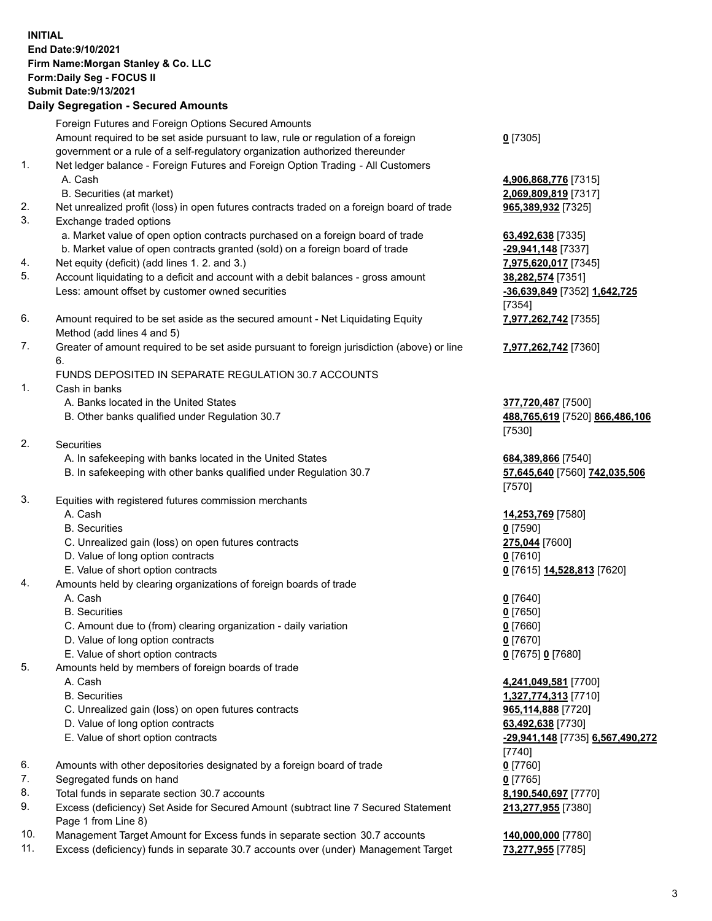**INITIAL**
**End Date:9/10/2021**
**Firm Name:Morgan Stanley & Co. LLC**
**Form:Daily Seg - FOCUS II**
**Submit Date:9/13/2021**

### Daily Segregation - Secured Amounts

| | | |
|---|---|---|
| | Foreign Futures and Foreign Options Secured Amounts | |
| | Amount required to be set aside pursuant to law, rule or regulation of a foreign government or a rule of a self-regulatory organization authorized thereunder | **0** [7305] |
| 1. | Net ledger balance - Foreign Futures and Foreign Option Trading - All Customers | |
| | A. Cash | **4,906,868,776** [7315] |
| | B. Securities (at market) | **2,069,809,819** [7317] |
| 2. | Net unrealized profit (loss) in open futures contracts traded on a foreign board of trade | **965,389,932** [7325] |
| 3. | Exchange traded options | |
| | a. Market value of open option contracts purchased on a foreign board of trade | **63,492,638** [7335] |
| | b. Market value of open contracts granted (sold) on a foreign board of trade | **-29,941,148** [7337] |
| 4. | Net equity (deficit) (add lines 1. 2. and 3.) | **7,975,620,017** [7345] |
| 5. | Account liquidating to a deficit and account with a debit balances - gross amount | **38,282,574** [7351] |
| | Less: amount offset by customer owned securities | **-36,639,849** [7352] **1,642,725** [7354] |
| 6. | Amount required to be set aside as the secured amount - Net Liquidating Equity Method (add lines 4 and 5) | **7,977,262,742** [7355] |
| 7. | Greater of amount required to be set aside pursuant to foreign jurisdiction (above) or line 6. | **7,977,262,742** [7360] |
| | FUNDS DEPOSITED IN SEPARATE REGULATION 30.7 ACCOUNTS | |
| 1. | Cash in banks | |
| | A. Banks located in the United States | **377,720,487** [7500] |
| | B. Other banks qualified under Regulation 30.7 | **488,765,619** [7520] **866,486,106** [7530] |
| 2. | Securities | |
| | A. In safekeeping with banks located in the United States | **684,389,866** [7540] |
| | B. In safekeeping with other banks qualified under Regulation 30.7 | **57,645,640** [7560] **742,035,506** [7570] |
| 3. | Equities with registered futures commission merchants | |
| | A. Cash | **14,253,769** [7580] |
| | B. Securities | **0** [7590] |
| | C. Unrealized gain (loss) on open futures contracts | **275,044** [7600] |
| | D. Value of long option contracts | **0** [7610] |
| | E. Value of short option contracts | **0** [7615] **14,528,813** [7620] |
| 4. | Amounts held by clearing organizations of foreign boards of trade | |
| | A. Cash | **0** [7640] |
| | B. Securities | **0** [7650] |
| | C. Amount due to (from) clearing organization - daily variation | **0** [7660] |
| | D. Value of long option contracts | **0** [7670] |
| | E. Value of short option contracts | **0** [7675] **0** [7680] |
| 5. | Amounts held by members of foreign boards of trade | |
| | A. Cash | **4,241,049,581** [7700] |
| | B. Securities | **1,327,774,313** [7710] |
| | C. Unrealized gain (loss) on open futures contracts | **965,114,888** [7720] |
| | D. Value of long option contracts | **63,492,638** [7730] |
| | E. Value of short option contracts | **-29,941,148** [7735] **6,567,490,272** [7740] |
| 6. | Amounts with other depositories designated by a foreign board of trade | **0** [7760] |
| 7. | Segregated funds on hand | **0** [7765] |
| 8. | Total funds in separate section 30.7 accounts | **8,190,540,697** [7770] |
| 9. | Excess (deficiency) Set Aside for Secured Amount (subtract line 7 Secured Statement Page 1 from Line 8) | **213,277,955** [7380] |
| 10. | Management Target Amount for Excess funds in separate section 30.7 accounts | **140,000,000** [7780] |
| 11. | Excess (deficiency) funds in separate 30.7 accounts over (under) Management Target | **73,277,955** [7785] |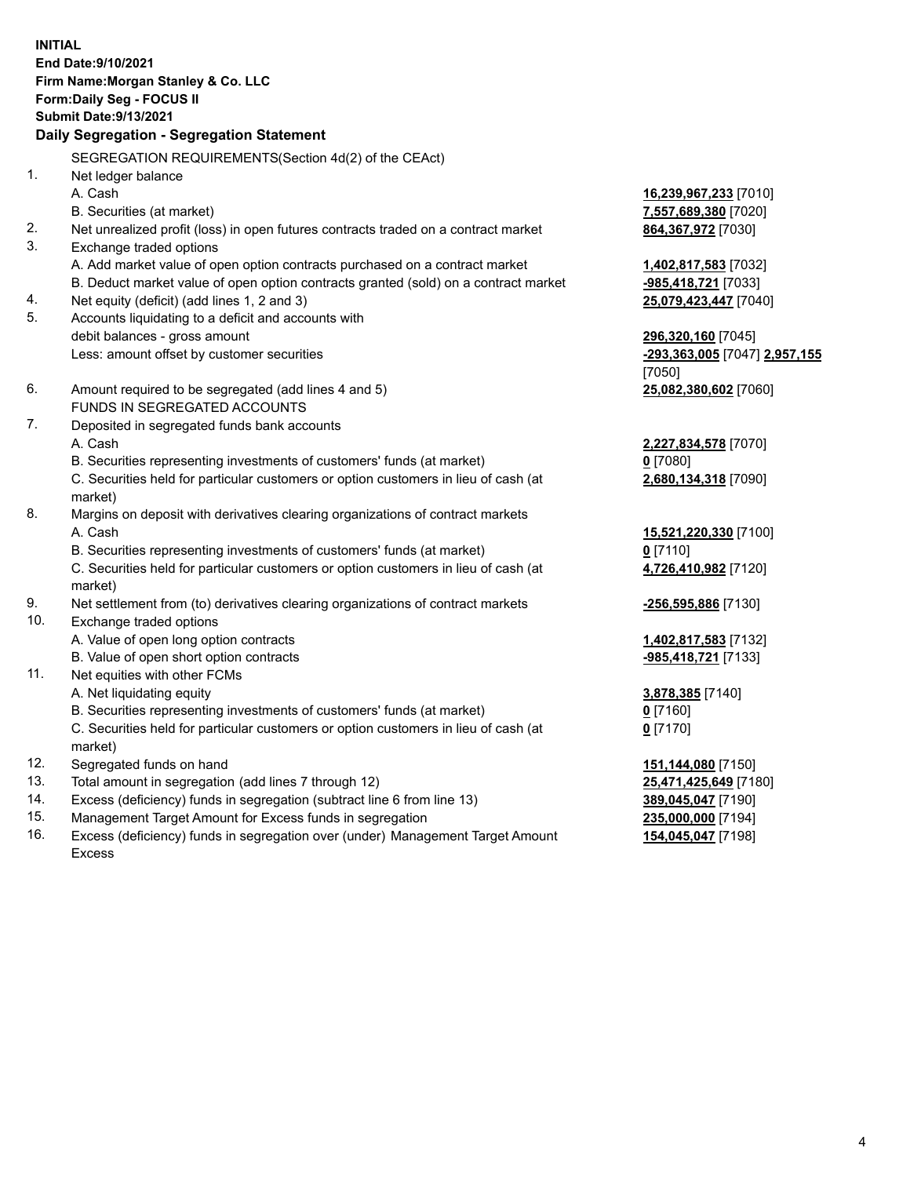**INITIAL**
**End Date:9/10/2021**
**Firm Name:Morgan Stanley & Co. LLC**
**Form:Daily Seg - FOCUS II**
**Submit Date:9/13/2021**

### Daily Segregation - Segregation Statement

| | | |
|---|---|---|
| | SEGREGATION REQUIREMENTS(Section 4d(2) of the CEAct) | |
| 1. | Net ledger balance | |
| | A. Cash | **16,239,967,233** [7010] |
| | B. Securities (at market) | **7,557,689,380** [7020] |
| 2. | Net unrealized profit (loss) in open futures contracts traded on a contract market | **864,367,972** [7030] |
| 3. | Exchange traded options | |
| | A. Add market value of open option contracts purchased on a contract market | **1,402,817,583** [7032] |
| | B. Deduct market value of open option contracts granted (sold) on a contract market | **-985,418,721** [7033] |
| 4. | Net equity (deficit) (add lines 1, 2 and 3) | **25,079,423,447** [7040] |
| 5. | Accounts liquidating to a deficit and accounts with debit balances - gross amount | **296,320,160** [7045] |
| | Less: amount offset by customer securities | **-293,363,005** [7047] **2,957,155** [7050] |
| 6. | Amount required to be segregated (add lines 4 and 5) | **25,082,380,602** [7060] |
| | FUNDS IN SEGREGATED ACCOUNTS | |
| 7. | Deposited in segregated funds bank accounts | |
| | A. Cash | **2,227,834,578** [7070] |
| | B. Securities representing investments of customers' funds (at market) | **0** [7080] |
| | C. Securities held for particular customers or option customers in lieu of cash (at market) | **2,680,134,318** [7090] |
| 8. | Margins on deposit with derivatives clearing organizations of contract markets | |
| | A. Cash | **15,521,220,330** [7100] |
| | B. Securities representing investments of customers' funds (at market) | **0** [7110] |
| | C. Securities held for particular customers or option customers in lieu of cash (at market) | **4,726,410,982** [7120] |
| 9. | Net settlement from (to) derivatives clearing organizations of contract markets | **-256,595,886** [7130] |
| 10. | Exchange traded options | |
| | A. Value of open long option contracts | **1,402,817,583** [7132] |
| | B. Value of open short option contracts | **-985,418,721** [7133] |
| 11. | Net equities with other FCMs | |
| | A. Net liquidating equity | **3,878,385** [7140] |
| | B. Securities representing investments of customers' funds (at market) | **0** [7160] |
| | C. Securities held for particular customers or option customers in lieu of cash (at market) | **0** [7170] |
| 12. | Segregated funds on hand | **151,144,080** [7150] |
| 13. | Total amount in segregation (add lines 7 through 12) | **25,471,425,649** [7180] |
| 14. | Excess (deficiency) funds in segregation (subtract line 6 from line 13) | **389,045,047** [7190] |
| 15. | Management Target Amount for Excess funds in segregation | **235,000,000** [7194] |
| 16. | Excess (deficiency) funds in segregation over (under) Management Target Amount Excess | **154,045,047** [7198] |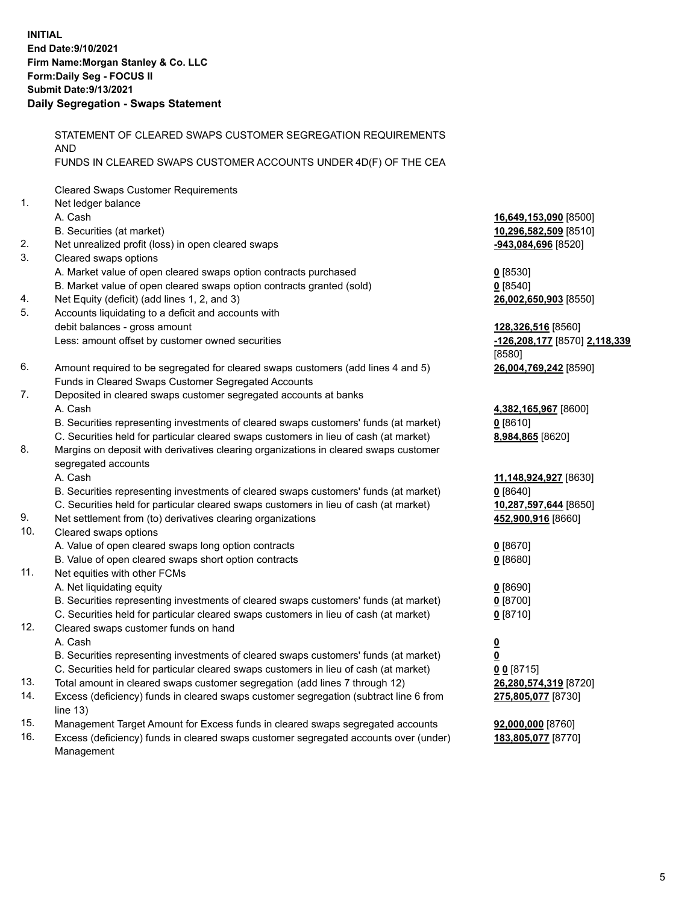**INITIAL**
**End Date:9/10/2021**
**Firm Name:Morgan Stanley & Co. LLC**
**Form:Daily Seg - FOCUS II**
**Submit Date:9/13/2021**
**Daily Segregation - Swaps Statement**

STATEMENT OF CLEARED SWAPS CUSTOMER SEGREGATION REQUIREMENTS AND
FUNDS IN CLEARED SWAPS CUSTOMER ACCOUNTS UNDER 4D(F) OF THE CEA

| | | |
|---|---|---|
| | Cleared Swaps Customer Requirements | |
| 1. | Net ledger balance | |
| | A. Cash | **16,649,153,090** [8500] |
| | B. Securities (at market) | **10,296,582,509** [8510] |
| 2. | Net unrealized profit (loss) in open cleared swaps | **-943,084,696** [8520] |
| 3. | Cleared swaps options | |
| | A. Market value of open cleared swaps option contracts purchased | **0** [8530] |
| | B. Market value of open cleared swaps option contracts granted (sold) | **0** [8540] |
| 4. | Net Equity (deficit) (add lines 1, 2, and 3) | **26,002,650,903** [8550] |
| 5. | Accounts liquidating to a deficit and accounts with debit balances - gross amount | **128,326,516** [8560] |
| | Less: amount offset by customer owned securities | **-126,208,177** [8570] **2,118,339** [8580] |
| 6. | Amount required to be segregated for cleared swaps customers (add lines 4 and 5) | **26,004,769,242** [8590] |
| | Funds in Cleared Swaps Customer Segregated Accounts | |
| 7. | Deposited in cleared swaps customer segregated accounts at banks | |
| | A. Cash | **4,382,165,967** [8600] |
| | B. Securities representing investments of cleared swaps customers' funds (at market) | **0** [8610] |
| | C. Securities held for particular cleared swaps customers in lieu of cash (at market) | **8,984,865** [8620] |
| 8. | Margins on deposit with derivatives clearing organizations in cleared swaps customer segregated accounts | |
| | A. Cash | **11,148,924,927** [8630] |
| | B. Securities representing investments of cleared swaps customers' funds (at market) | **0** [8640] |
| | C. Securities held for particular cleared swaps customers in lieu of cash (at market) | **10,287,597,644** [8650] |
| 9. | Net settlement from (to) derivatives clearing organizations | **452,900,916** [8660] |
| 10. | Cleared swaps options | |
| | A. Value of open cleared swaps long option contracts | **0** [8670] |
| | B. Value of open cleared swaps short option contracts | **0** [8680] |
| 11. | Net equities with other FCMs | |
| | A. Net liquidating equity | **0** [8690] |
| | B. Securities representing investments of cleared swaps customers' funds (at market) | **0** [8700] |
| | C. Securities held for particular cleared swaps customers in lieu of cash (at market) | **0** [8710] |
| 12. | Cleared swaps customer funds on hand | |
| | A. Cash | **0** |
| | B. Securities representing investments of cleared swaps customers' funds (at market) | **0** |
| | C. Securities held for particular cleared swaps customers in lieu of cash (at market) | **0** **0** [8715] |
| 13. | Total amount in cleared swaps customer segregation (add lines 7 through 12) | **26,280,574,319** [8720] |
| 14. | Excess (deficiency) funds in cleared swaps customer segregation (subtract line 6 from line 13) | **275,805,077** [8730] |
| 15. | Management Target Amount for Excess funds in cleared swaps segregated accounts | **92,000,000** [8760] |
| 16. | Excess (deficiency) funds in cleared swaps customer segregated accounts over (under) Management | **183,805,077** [8770] |